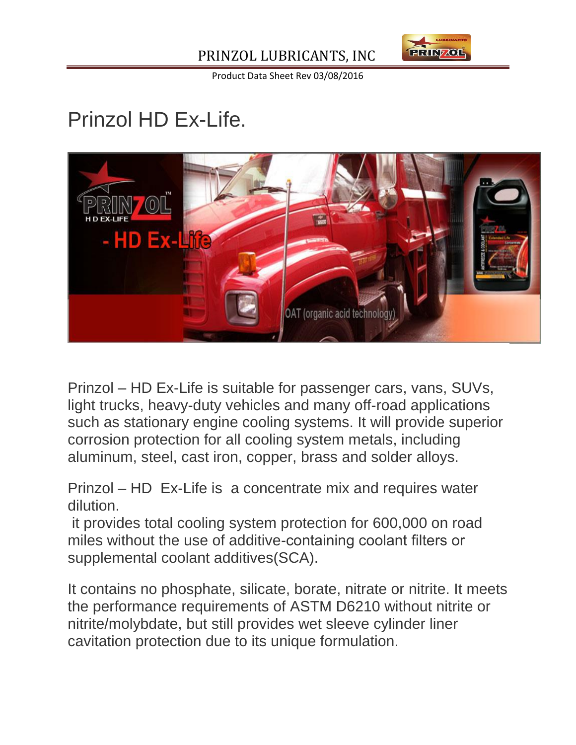# Prinzol HD Ex-Life.

Prinzol – HD Ex-Life is suitable for passenger cars, vans, SUVs, light trucks, heavy-duty vehicles and many off-road applications such as stationary engine cooling systems. It will provide superior corrosion protection for all cooling system metals, including aluminum, steel, cast iron, copper, brass and solder alloys.

Prinzol – HD Ex-Life is a concentrate mix and requires water dilution.
it provides total cooling system protection for 600,000 on road miles without the use of additive-containing coolant filters or supplemental coolant additives(SCA).

It contains no phosphate, silicate, borate, nitrate or nitrite. It meets the performance requirements of ASTM D6210 without nitrite or nitrite/molybdate, but still provides wet sleeve cylinder liner cavitation protection due to its unique formulation.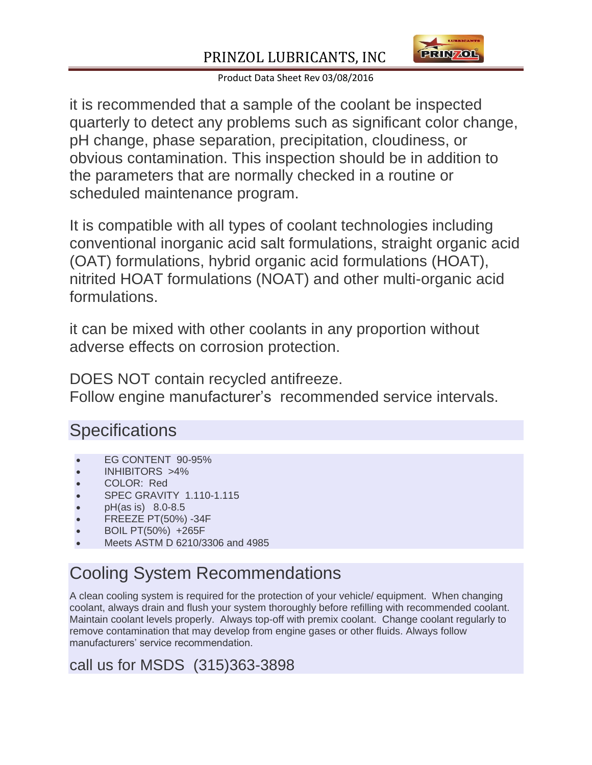it is recommended that a sample of the coolant be inspected quarterly to detect any problems such as significant color change, pH change, phase separation, precipitation, cloudiness, or obvious contamination. This inspection should be in addition to the parameters that are normally checked in a routine or scheduled maintenance program.

It is compatible with all types of coolant technologies including conventional inorganic acid salt formulations, straight organic acid (OAT) formulations, hybrid organic acid formulations (HOAT), nitrited HOAT formulations (NOAT) and other multi-organic acid formulations.

it can be mixed with other coolants in any proportion without adverse effects on corrosion protection.

DOES NOT contain recycled antifreeze.
Follow engine manufacturer's recommended service intervals.

## Specifications

- EG CONTENT 90-95%
- INHIBITORS >4%
- COLOR: Red
- SPEC GRAVITY 1.110-1.115
- pH(as is) 8.0-8.5
- FREEZE PT(50%) -34F
- BOIL PT(50%) +265F
- Meets ASTM D 6210/3306 and 4985

## Cooling System Recommendations

A clean cooling system is required for the protection of your vehicle/ equipment. When changing coolant, always drain and flush your system thoroughly before refilling with recommended coolant. Maintain coolant levels properly. Always top-off with premix coolant. Change coolant regularly to remove contamination that may develop from engine gases or other fluids. Always follow manufacturers' service recommendation.

## call us for MSDS (315)363-3898